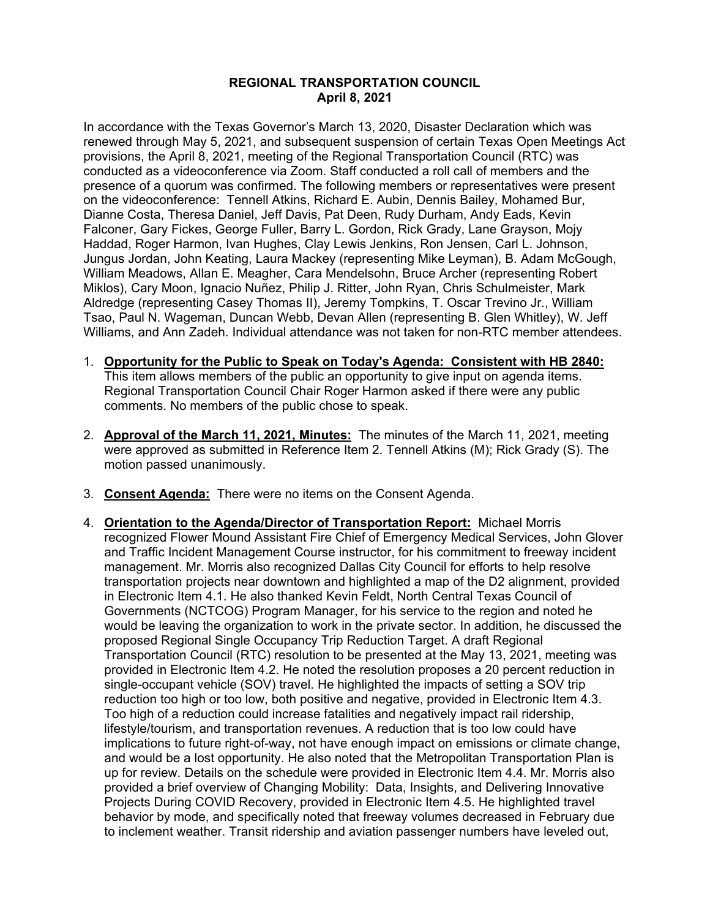# REGIONAL TRANSPORTATION COUNCIL
## April 8, 2021

In accordance with the Texas Governor's March 13, 2020, Disaster Declaration which was renewed through May 5, 2021, and subsequent suspension of certain Texas Open Meetings Act provisions, the April 8, 2021, meeting of the Regional Transportation Council (RTC) was conducted as a videoconference via Zoom. Staff conducted a roll call of members and the presence of a quorum was confirmed. The following members or representatives were present on the videoconference: Tennell Atkins, Richard E. Aubin, Dennis Bailey, Mohamed Bur, Dianne Costa, Theresa Daniel, Jeff Davis, Pat Deen, Rudy Durham, Andy Eads, Kevin Falconer, Gary Fickes, George Fuller, Barry L. Gordon, Rick Grady, Lane Grayson, Mojy Haddad, Roger Harmon, Ivan Hughes, Clay Lewis Jenkins, Ron Jensen, Carl L. Johnson, Jungus Jordan, John Keating, Laura Mackey (representing Mike Leyman), B. Adam McGough, William Meadows, Allan E. Meagher, Cara Mendelsohn, Bruce Archer (representing Robert Miklos), Cary Moon, Ignacio Nuñez, Philip J. Ritter, John Ryan, Chris Schulmeister, Mark Aldredge (representing Casey Thomas II), Jeremy Tompkins, T. Oscar Trevino Jr., William Tsao, Paul N. Wageman, Duncan Webb, Devan Allen (representing B. Glen Whitley), W. Jeff Williams, and Ann Zadeh. Individual attendance was not taken for non-RTC member attendees.

1. **Opportunity for the Public to Speak on Today's Agenda: Consistent with HB 2840:** This item allows members of the public an opportunity to give input on agenda items. Regional Transportation Council Chair Roger Harmon asked if there were any public comments. No members of the public chose to speak.

2. **Approval of the March 11, 2021, Minutes:** The minutes of the March 11, 2021, meeting were approved as submitted in Reference Item 2. Tennell Atkins (M); Rick Grady (S). The motion passed unanimously.

3. **Consent Agenda:** There were no items on the Consent Agenda.

4. **Orientation to the Agenda/Director of Transportation Report:** Michael Morris recognized Flower Mound Assistant Fire Chief of Emergency Medical Services, John Glover and Traffic Incident Management Course instructor, for his commitment to freeway incident management. Mr. Morris also recognized Dallas City Council for efforts to help resolve transportation projects near downtown and highlighted a map of the D2 alignment, provided in Electronic Item 4.1. He also thanked Kevin Feldt, North Central Texas Council of Governments (NCTCOG) Program Manager, for his service to the region and noted he would be leaving the organization to work in the private sector. In addition, he discussed the proposed Regional Single Occupancy Trip Reduction Target. A draft Regional Transportation Council (RTC) resolution to be presented at the May 13, 2021, meeting was provided in Electronic Item 4.2. He noted the resolution proposes a 20 percent reduction in single-occupant vehicle (SOV) travel. He highlighted the impacts of setting a SOV trip reduction too high or too low, both positive and negative, provided in Electronic Item 4.3. Too high of a reduction could increase fatalities and negatively impact rail ridership, lifestyle/tourism, and transportation revenues. A reduction that is too low could have implications to future right-of-way, not have enough impact on emissions or climate change, and would be a lost opportunity. He also noted that the Metropolitan Transportation Plan is up for review. Details on the schedule were provided in Electronic Item 4.4. Mr. Morris also provided a brief overview of Changing Mobility: Data, Insights, and Delivering Innovative Projects During COVID Recovery, provided in Electronic Item 4.5. He highlighted travel behavior by mode, and specifically noted that freeway volumes decreased in February due to inclement weather. Transit ridership and aviation passenger numbers have leveled out,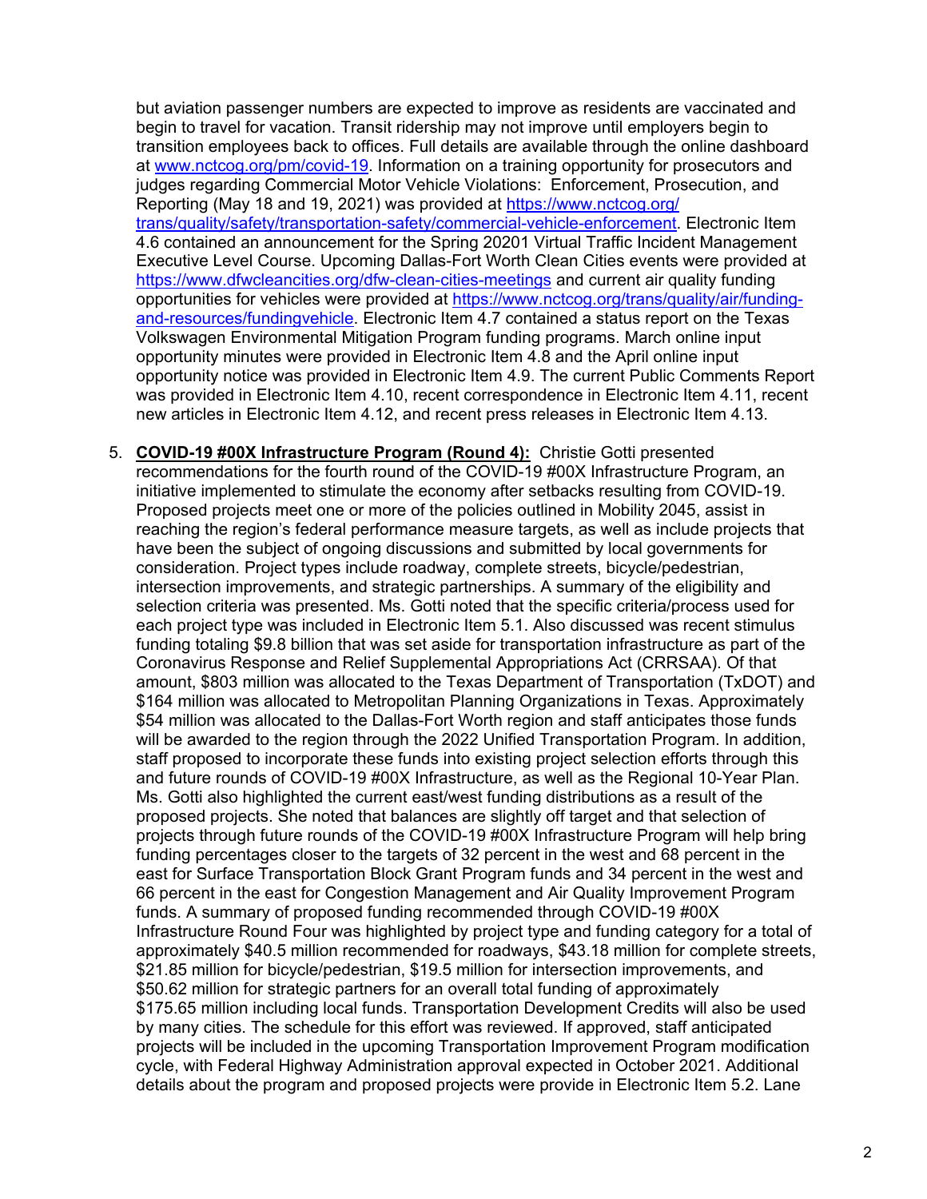but aviation passenger numbers are expected to improve as residents are vaccinated and begin to travel for vacation. Transit ridership may not improve until employers begin to transition employees back to offices. Full details are available through the online dashboard at www.nctcog.org/pm/covid-19. Information on a training opportunity for prosecutors and judges regarding Commercial Motor Vehicle Violations: Enforcement, Prosecution, and Reporting (May 18 and 19, 2021) was provided at https://www.nctcog.org/trans/quality/safety/transportation-safety/commercial-vehicle-enforcement. Electronic Item 4.6 contained an announcement for the Spring 20201 Virtual Traffic Incident Management Executive Level Course. Upcoming Dallas-Fort Worth Clean Cities events were provided at https://www.dfwcleancities.org/dfw-clean-cities-meetings and current air quality funding opportunities for vehicles were provided at https://www.nctcog.org/trans/quality/air/funding-and-resources/fundingvehicle. Electronic Item 4.7 contained a status report on the Texas Volkswagen Environmental Mitigation Program funding programs. March online input opportunity minutes were provided in Electronic Item 4.8 and the April online input opportunity notice was provided in Electronic Item 4.9. The current Public Comments Report was provided in Electronic Item 4.10, recent correspondence in Electronic Item 4.11, recent new articles in Electronic Item 4.12, and recent press releases in Electronic Item 4.13.

5. **COVID-19 #00X Infrastructure Program (Round 4):** Christie Gotti presented recommendations for the fourth round of the COVID-19 #00X Infrastructure Program, an initiative implemented to stimulate the economy after setbacks resulting from COVID-19. Proposed projects meet one or more of the policies outlined in Mobility 2045, assist in reaching the region's federal performance measure targets, as well as include projects that have been the subject of ongoing discussions and submitted by local governments for consideration. Project types include roadway, complete streets, bicycle/pedestrian, intersection improvements, and strategic partnerships. A summary of the eligibility and selection criteria was presented. Ms. Gotti noted that the specific criteria/process used for each project type was included in Electronic Item 5.1. Also discussed was recent stimulus funding totaling $9.8 billion that was set aside for transportation infrastructure as part of the Coronavirus Response and Relief Supplemental Appropriations Act (CRRSAA). Of that amount, $803 million was allocated to the Texas Department of Transportation (TxDOT) and $164 million was allocated to Metropolitan Planning Organizations in Texas. Approximately $54 million was allocated to the Dallas-Fort Worth region and staff anticipates those funds will be awarded to the region through the 2022 Unified Transportation Program. In addition, staff proposed to incorporate these funds into existing project selection efforts through this and future rounds of COVID-19 #00X Infrastructure, as well as the Regional 10-Year Plan. Ms. Gotti also highlighted the current east/west funding distributions as a result of the proposed projects. She noted that balances are slightly off target and that selection of projects through future rounds of the COVID-19 #00X Infrastructure Program will help bring funding percentages closer to the targets of 32 percent in the west and 68 percent in the east for Surface Transportation Block Grant Program funds and 34 percent in the west and 66 percent in the east for Congestion Management and Air Quality Improvement Program funds. A summary of proposed funding recommended through COVID-19 #00X Infrastructure Round Four was highlighted by project type and funding category for a total of approximately $40.5 million recommended for roadways, $43.18 million for complete streets, $21.85 million for bicycle/pedestrian, $19.5 million for intersection improvements, and $50.62 million for strategic partners for an overall total funding of approximately $175.65 million including local funds. Transportation Development Credits will also be used by many cities. The schedule for this effort was reviewed. If approved, staff anticipated projects will be included in the upcoming Transportation Improvement Program modification cycle, with Federal Highway Administration approval expected in October 2021. Additional details about the program and proposed projects were provide in Electronic Item 5.2. Lane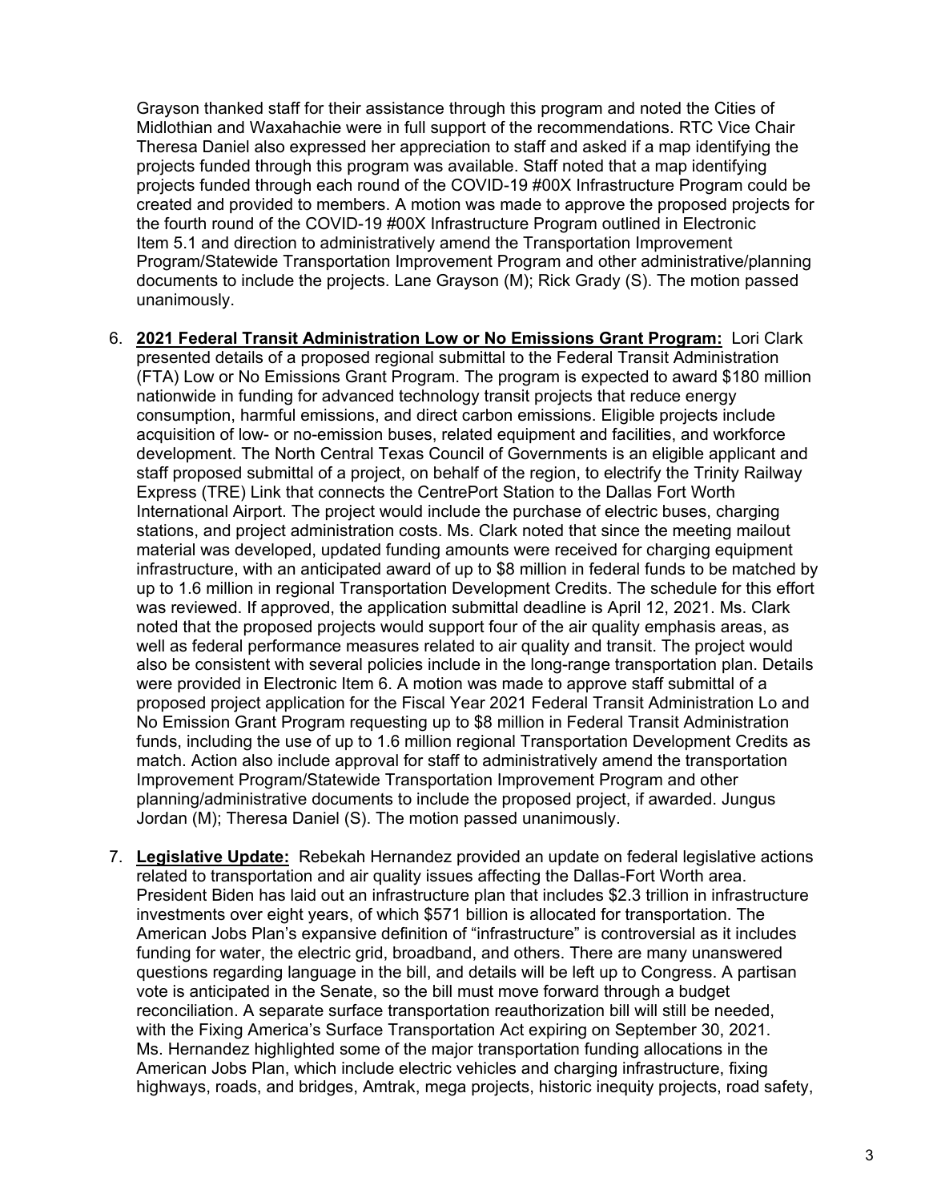Grayson thanked staff for their assistance through this program and noted the Cities of Midlothian and Waxahachie were in full support of the recommendations. RTC Vice Chair Theresa Daniel also expressed her appreciation to staff and asked if a map identifying the projects funded through this program was available. Staff noted that a map identifying projects funded through each round of the COVID-19 #00X Infrastructure Program could be created and provided to members. A motion was made to approve the proposed projects for the fourth round of the COVID-19 #00X Infrastructure Program outlined in Electronic Item 5.1 and direction to administratively amend the Transportation Improvement Program/Statewide Transportation Improvement Program and other administrative/planning documents to include the projects. Lane Grayson (M); Rick Grady (S). The motion passed unanimously.

6. **2021 Federal Transit Administration Low or No Emissions Grant Program:** Lori Clark presented details of a proposed regional submittal to the Federal Transit Administration (FTA) Low or No Emissions Grant Program. The program is expected to award $180 million nationwide in funding for advanced technology transit projects that reduce energy consumption, harmful emissions, and direct carbon emissions. Eligible projects include acquisition of low- or no-emission buses, related equipment and facilities, and workforce development. The North Central Texas Council of Governments is an eligible applicant and staff proposed submittal of a project, on behalf of the region, to electrify the Trinity Railway Express (TRE) Link that connects the CentrePort Station to the Dallas Fort Worth International Airport. The project would include the purchase of electric buses, charging stations, and project administration costs. Ms. Clark noted that since the meeting mailout material was developed, updated funding amounts were received for charging equipment infrastructure, with an anticipated award of up to $8 million in federal funds to be matched by up to 1.6 million in regional Transportation Development Credits. The schedule for this effort was reviewed. If approved, the application submittal deadline is April 12, 2021. Ms. Clark noted that the proposed projects would support four of the air quality emphasis areas, as well as federal performance measures related to air quality and transit. The project would also be consistent with several policies include in the long-range transportation plan. Details were provided in Electronic Item 6. A motion was made to approve staff submittal of a proposed project application for the Fiscal Year 2021 Federal Transit Administration Lo and No Emission Grant Program requesting up to $8 million in Federal Transit Administration funds, including the use of up to 1.6 million regional Transportation Development Credits as match. Action also include approval for staff to administratively amend the transportation Improvement Program/Statewide Transportation Improvement Program and other planning/administrative documents to include the proposed project, if awarded. Jungus Jordan (M); Theresa Daniel (S). The motion passed unanimously.

7. **Legislative Update:** Rebekah Hernandez provided an update on federal legislative actions related to transportation and air quality issues affecting the Dallas-Fort Worth area. President Biden has laid out an infrastructure plan that includes $2.3 trillion in infrastructure investments over eight years, of which $571 billion is allocated for transportation. The American Jobs Plan's expansive definition of "infrastructure" is controversial as it includes funding for water, the electric grid, broadband, and others. There are many unanswered questions regarding language in the bill, and details will be left up to Congress. A partisan vote is anticipated in the Senate, so the bill must move forward through a budget reconciliation. A separate surface transportation reauthorization bill will still be needed, with the Fixing America's Surface Transportation Act expiring on September 30, 2021. Ms. Hernandez highlighted some of the major transportation funding allocations in the American Jobs Plan, which include electric vehicles and charging infrastructure, fixing highways, roads, and bridges, Amtrak, mega projects, historic inequity projects, road safety,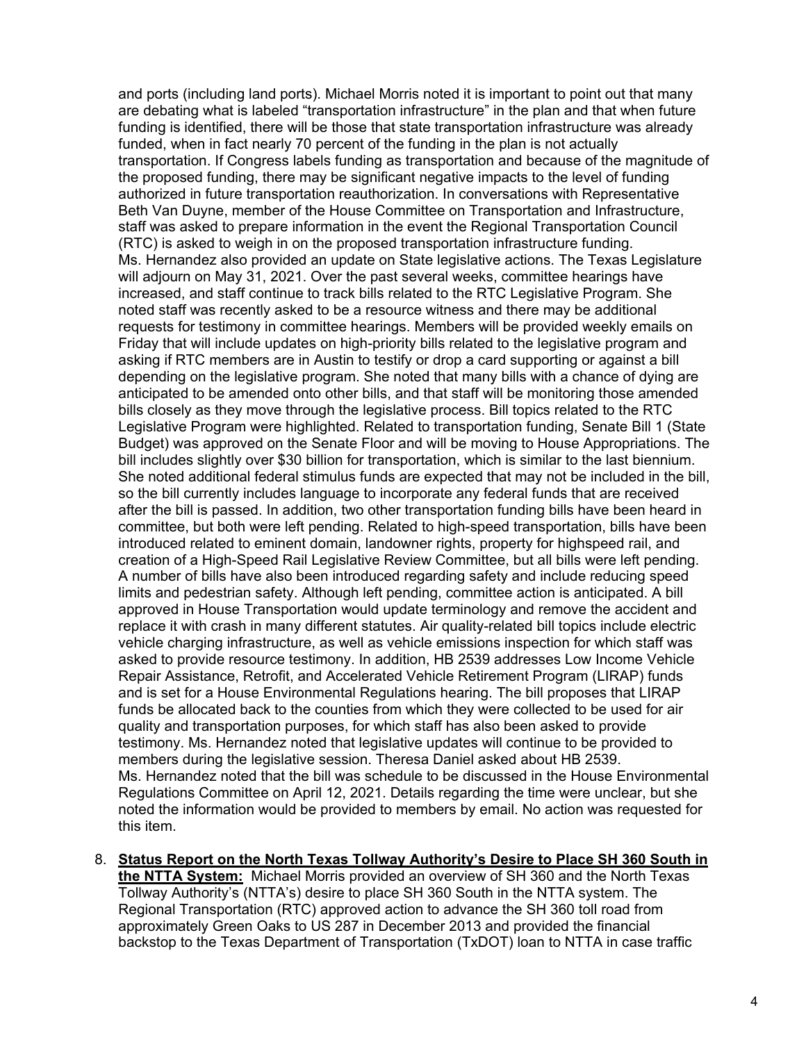and ports (including land ports). Michael Morris noted it is important to point out that many are debating what is labeled "transportation infrastructure" in the plan and that when future funding is identified, there will be those that state transportation infrastructure was already funded, when in fact nearly 70 percent of the funding in the plan is not actually transportation. If Congress labels funding as transportation and because of the magnitude of the proposed funding, there may be significant negative impacts to the level of funding authorized in future transportation reauthorization. In conversations with Representative Beth Van Duyne, member of the House Committee on Transportation and Infrastructure, staff was asked to prepare information in the event the Regional Transportation Council (RTC) is asked to weigh in on the proposed transportation infrastructure funding. Ms. Hernandez also provided an update on State legislative actions. The Texas Legislature will adjourn on May 31, 2021. Over the past several weeks, committee hearings have increased, and staff continue to track bills related to the RTC Legislative Program. She noted staff was recently asked to be a resource witness and there may be additional requests for testimony in committee hearings. Members will be provided weekly emails on Friday that will include updates on high-priority bills related to the legislative program and asking if RTC members are in Austin to testify or drop a card supporting or against a bill depending on the legislative program. She noted that many bills with a chance of dying are anticipated to be amended onto other bills, and that staff will be monitoring those amended bills closely as they move through the legislative process. Bill topics related to the RTC Legislative Program were highlighted. Related to transportation funding, Senate Bill 1 (State Budget) was approved on the Senate Floor and will be moving to House Appropriations. The bill includes slightly over $30 billion for transportation, which is similar to the last biennium. She noted additional federal stimulus funds are expected that may not be included in the bill, so the bill currently includes language to incorporate any federal funds that are received after the bill is passed. In addition, two other transportation funding bills have been heard in committee, but both were left pending. Related to high-speed transportation, bills have been introduced related to eminent domain, landowner rights, property for highspeed rail, and creation of a High-Speed Rail Legislative Review Committee, but all bills were left pending. A number of bills have also been introduced regarding safety and include reducing speed limits and pedestrian safety. Although left pending, committee action is anticipated. A bill approved in House Transportation would update terminology and remove the accident and replace it with crash in many different statutes. Air quality-related bill topics include electric vehicle charging infrastructure, as well as vehicle emissions inspection for which staff was asked to provide resource testimony. In addition, HB 2539 addresses Low Income Vehicle Repair Assistance, Retrofit, and Accelerated Vehicle Retirement Program (LIRAP) funds and is set for a House Environmental Regulations hearing. The bill proposes that LIRAP funds be allocated back to the counties from which they were collected to be used for air quality and transportation purposes, for which staff has also been asked to provide testimony. Ms. Hernandez noted that legislative updates will continue to be provided to members during the legislative session. Theresa Daniel asked about HB 2539. Ms. Hernandez noted that the bill was schedule to be discussed in the House Environmental Regulations Committee on April 12, 2021. Details regarding the time were unclear, but she noted the information would be provided to members by email. No action was requested for this item.

8. **Status Report on the North Texas Tollway Authority's Desire to Place SH 360 South in the NTTA System:** Michael Morris provided an overview of SH 360 and the North Texas Tollway Authority's (NTTA's) desire to place SH 360 South in the NTTA system. The Regional Transportation (RTC) approved action to advance the SH 360 toll road from approximately Green Oaks to US 287 in December 2013 and provided the financial backstop to the Texas Department of Transportation (TxDOT) loan to NTTA in case traffic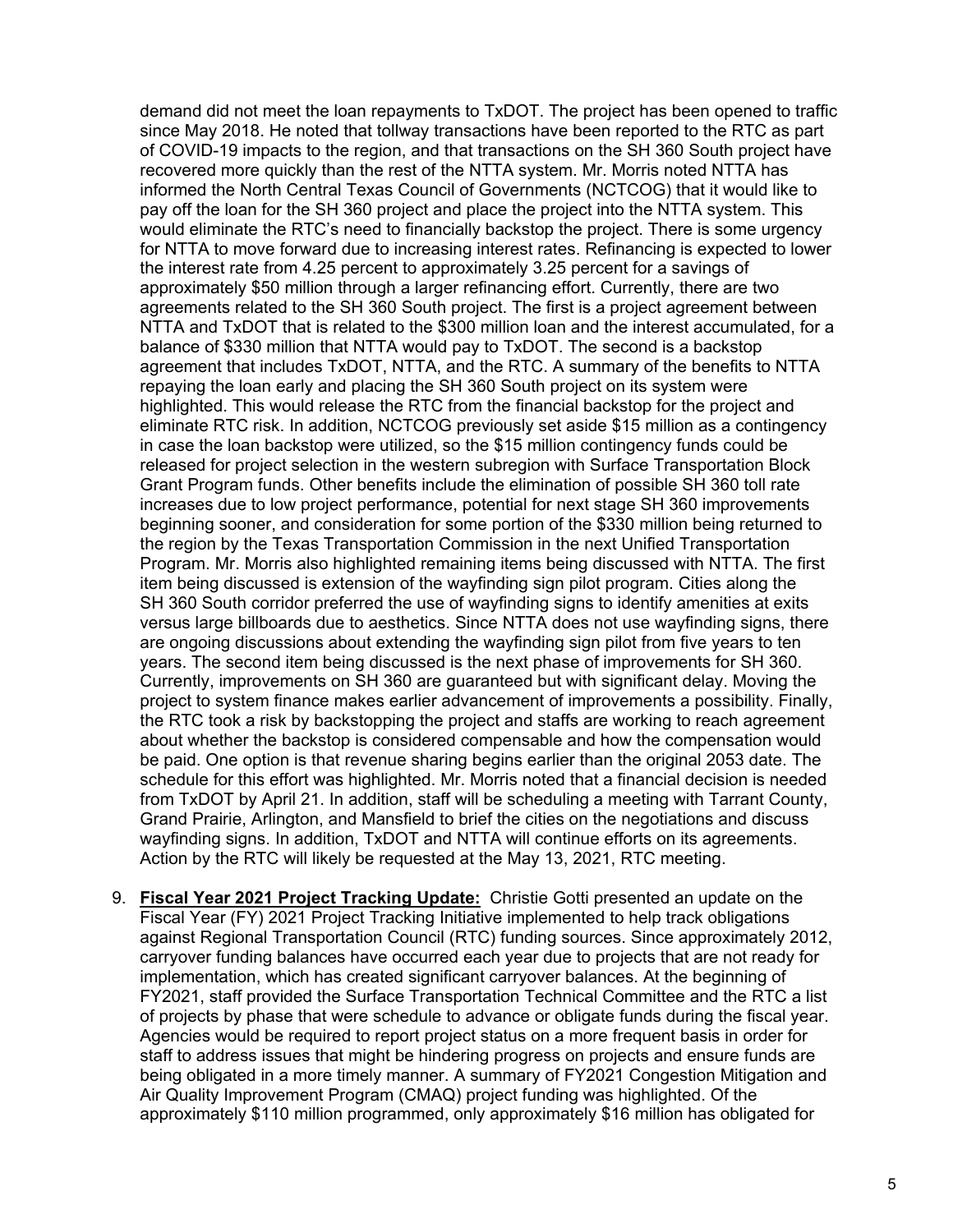demand did not meet the loan repayments to TxDOT. The project has been opened to traffic since May 2018. He noted that tollway transactions have been reported to the RTC as part of COVID-19 impacts to the region, and that transactions on the SH 360 South project have recovered more quickly than the rest of the NTTA system. Mr. Morris noted NTTA has informed the North Central Texas Council of Governments (NCTCOG) that it would like to pay off the loan for the SH 360 project and place the project into the NTTA system. This would eliminate the RTC's need to financially backstop the project. There is some urgency for NTTA to move forward due to increasing interest rates. Refinancing is expected to lower the interest rate from 4.25 percent to approximately 3.25 percent for a savings of approximately $50 million through a larger refinancing effort. Currently, there are two agreements related to the SH 360 South project. The first is a project agreement between NTTA and TxDOT that is related to the $300 million loan and the interest accumulated, for a balance of $330 million that NTTA would pay to TxDOT. The second is a backstop agreement that includes TxDOT, NTTA, and the RTC. A summary of the benefits to NTTA repaying the loan early and placing the SH 360 South project on its system were highlighted. This would release the RTC from the financial backstop for the project and eliminate RTC risk. In addition, NCTCOG previously set aside $15 million as a contingency in case the loan backstop were utilized, so the $15 million contingency funds could be released for project selection in the western subregion with Surface Transportation Block Grant Program funds. Other benefits include the elimination of possible SH 360 toll rate increases due to low project performance, potential for next stage SH 360 improvements beginning sooner, and consideration for some portion of the $330 million being returned to the region by the Texas Transportation Commission in the next Unified Transportation Program. Mr. Morris also highlighted remaining items being discussed with NTTA. The first item being discussed is extension of the wayfinding sign pilot program. Cities along the SH 360 South corridor preferred the use of wayfinding signs to identify amenities at exits versus large billboards due to aesthetics. Since NTTA does not use wayfinding signs, there are ongoing discussions about extending the wayfinding sign pilot from five years to ten years. The second item being discussed is the next phase of improvements for SH 360. Currently, improvements on SH 360 are guaranteed but with significant delay. Moving the project to system finance makes earlier advancement of improvements a possibility. Finally, the RTC took a risk by backstopping the project and staffs are working to reach agreement about whether the backstop is considered compensable and how the compensation would be paid. One option is that revenue sharing begins earlier than the original 2053 date. The schedule for this effort was highlighted. Mr. Morris noted that a financial decision is needed from TxDOT by April 21. In addition, staff will be scheduling a meeting with Tarrant County, Grand Prairie, Arlington, and Mansfield to brief the cities on the negotiations and discuss wayfinding signs. In addition, TxDOT and NTTA will continue efforts on its agreements. Action by the RTC will likely be requested at the May 13, 2021, RTC meeting.

9. **Fiscal Year 2021 Project Tracking Update:** Christie Gotti presented an update on the Fiscal Year (FY) 2021 Project Tracking Initiative implemented to help track obligations against Regional Transportation Council (RTC) funding sources. Since approximately 2012, carryover funding balances have occurred each year due to projects that are not ready for implementation, which has created significant carryover balances. At the beginning of FY2021, staff provided the Surface Transportation Technical Committee and the RTC a list of projects by phase that were schedule to advance or obligate funds during the fiscal year. Agencies would be required to report project status on a more frequent basis in order for staff to address issues that might be hindering progress on projects and ensure funds are being obligated in a more timely manner. A summary of FY2021 Congestion Mitigation and Air Quality Improvement Program (CMAQ) project funding was highlighted. Of the approximately $110 million programmed, only approximately $16 million has obligated for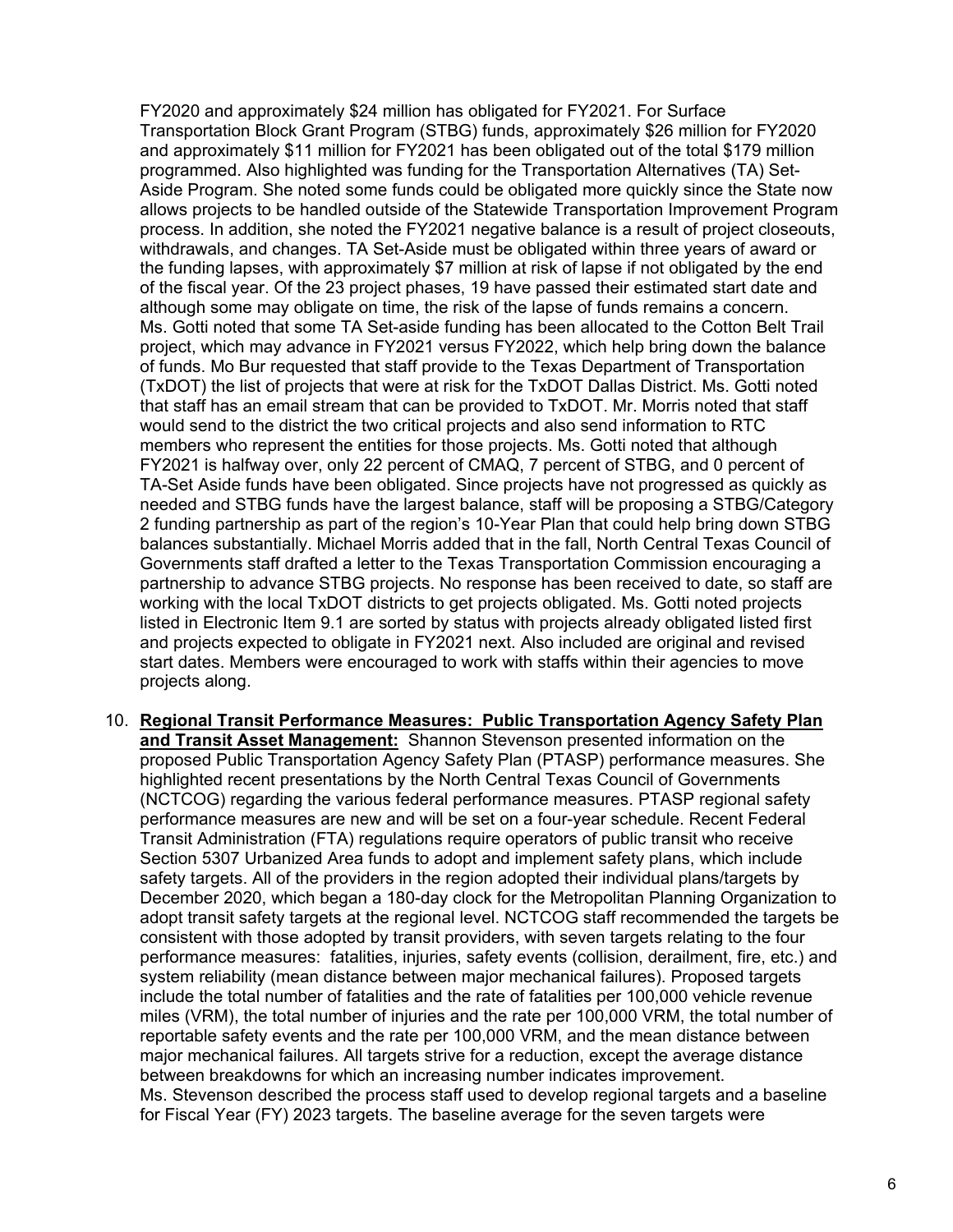FY2020 and approximately $24 million has obligated for FY2021. For Surface Transportation Block Grant Program (STBG) funds, approximately $26 million for FY2020 and approximately $11 million for FY2021 has been obligated out of the total $179 million programmed. Also highlighted was funding for the Transportation Alternatives (TA) Set-Aside Program. She noted some funds could be obligated more quickly since the State now allows projects to be handled outside of the Statewide Transportation Improvement Program process. In addition, she noted the FY2021 negative balance is a result of project closeouts, withdrawals, and changes. TA Set-Aside must be obligated within three years of award or the funding lapses, with approximately $7 million at risk of lapse if not obligated by the end of the fiscal year. Of the 23 project phases, 19 have passed their estimated start date and although some may obligate on time, the risk of the lapse of funds remains a concern. Ms. Gotti noted that some TA Set-aside funding has been allocated to the Cotton Belt Trail project, which may advance in FY2021 versus FY2022, which help bring down the balance of funds. Mo Bur requested that staff provide to the Texas Department of Transportation (TxDOT) the list of projects that were at risk for the TxDOT Dallas District. Ms. Gotti noted that staff has an email stream that can be provided to TxDOT. Mr. Morris noted that staff would send to the district the two critical projects and also send information to RTC members who represent the entities for those projects. Ms. Gotti noted that although FY2021 is halfway over, only 22 percent of CMAQ, 7 percent of STBG, and 0 percent of TA-Set Aside funds have been obligated. Since projects have not progressed as quickly as needed and STBG funds have the largest balance, staff will be proposing a STBG/Category 2 funding partnership as part of the region's 10-Year Plan that could help bring down STBG balances substantially. Michael Morris added that in the fall, North Central Texas Council of Governments staff drafted a letter to the Texas Transportation Commission encouraging a partnership to advance STBG projects. No response has been received to date, so staff are working with the local TxDOT districts to get projects obligated. Ms. Gotti noted projects listed in Electronic Item 9.1 are sorted by status with projects already obligated listed first and projects expected to obligate in FY2021 next. Also included are original and revised start dates. Members were encouraged to work with staffs within their agencies to move projects along.

10. **Regional Transit Performance Measures: Public Transportation Agency Safety Plan and Transit Asset Management:** Shannon Stevenson presented information on the proposed Public Transportation Agency Safety Plan (PTASP) performance measures. She highlighted recent presentations by the North Central Texas Council of Governments (NCTCOG) regarding the various federal performance measures. PTASP regional safety performance measures are new and will be set on a four-year schedule. Recent Federal Transit Administration (FTA) regulations require operators of public transit who receive Section 5307 Urbanized Area funds to adopt and implement safety plans, which include safety targets. All of the providers in the region adopted their individual plans/targets by December 2020, which began a 180-day clock for the Metropolitan Planning Organization to adopt transit safety targets at the regional level. NCTCOG staff recommended the targets be consistent with those adopted by transit providers, with seven targets relating to the four performance measures: fatalities, injuries, safety events (collision, derailment, fire, etc.) and system reliability (mean distance between major mechanical failures). Proposed targets include the total number of fatalities and the rate of fatalities per 100,000 vehicle revenue miles (VRM), the total number of injuries and the rate per 100,000 VRM, the total number of reportable safety events and the rate per 100,000 VRM, and the mean distance between major mechanical failures. All targets strive for a reduction, except the average distance between breakdowns for which an increasing number indicates improvement.
Ms. Stevenson described the process staff used to develop regional targets and a baseline for Fiscal Year (FY) 2023 targets. The baseline average for the seven targets were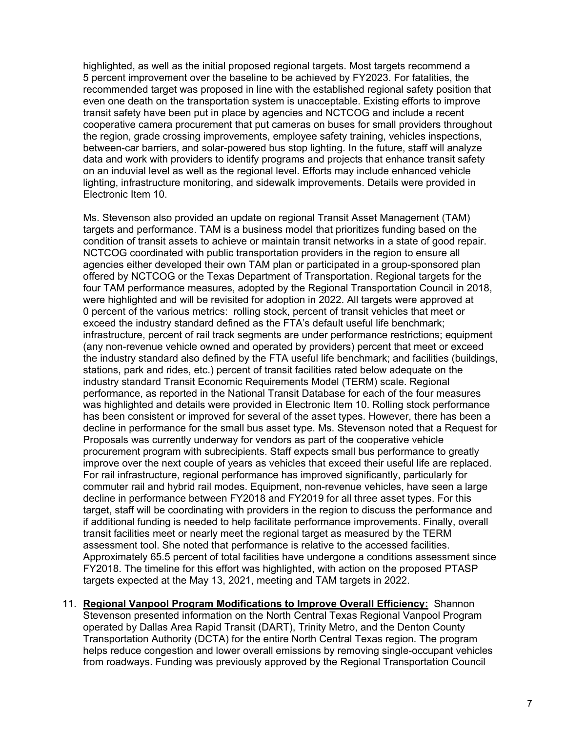highlighted, as well as the initial proposed regional targets. Most targets recommend a 5 percent improvement over the baseline to be achieved by FY2023. For fatalities, the recommended target was proposed in line with the established regional safety position that even one death on the transportation system is unacceptable. Existing efforts to improve transit safety have been put in place by agencies and NCTCOG and include a recent cooperative camera procurement that put cameras on buses for small providers throughout the region, grade crossing improvements, employee safety training, vehicles inspections, between-car barriers, and solar-powered bus stop lighting. In the future, staff will analyze data and work with providers to identify programs and projects that enhance transit safety on an induvial level as well as the regional level. Efforts may include enhanced vehicle lighting, infrastructure monitoring, and sidewalk improvements. Details were provided in Electronic Item 10.

Ms. Stevenson also provided an update on regional Transit Asset Management (TAM) targets and performance. TAM is a business model that prioritizes funding based on the condition of transit assets to achieve or maintain transit networks in a state of good repair. NCTCOG coordinated with public transportation providers in the region to ensure all agencies either developed their own TAM plan or participated in a group-sponsored plan offered by NCTCOG or the Texas Department of Transportation. Regional targets for the four TAM performance measures, adopted by the Regional Transportation Council in 2018, were highlighted and will be revisited for adoption in 2022. All targets were approved at 0 percent of the various metrics: rolling stock, percent of transit vehicles that meet or exceed the industry standard defined as the FTA's default useful life benchmark; infrastructure, percent of rail track segments are under performance restrictions; equipment (any non-revenue vehicle owned and operated by providers) percent that meet or exceed the industry standard also defined by the FTA useful life benchmark; and facilities (buildings, stations, park and rides, etc.) percent of transit facilities rated below adequate on the industry standard Transit Economic Requirements Model (TERM) scale. Regional performance, as reported in the National Transit Database for each of the four measures was highlighted and details were provided in Electronic Item 10. Rolling stock performance has been consistent or improved for several of the asset types. However, there has been a decline in performance for the small bus asset type. Ms. Stevenson noted that a Request for Proposals was currently underway for vendors as part of the cooperative vehicle procurement program with subrecipients. Staff expects small bus performance to greatly improve over the next couple of years as vehicles that exceed their useful life are replaced. For rail infrastructure, regional performance has improved significantly, particularly for commuter rail and hybrid rail modes. Equipment, non-revenue vehicles, have seen a large decline in performance between FY2018 and FY2019 for all three asset types. For this target, staff will be coordinating with providers in the region to discuss the performance and if additional funding is needed to help facilitate performance improvements. Finally, overall transit facilities meet or nearly meet the regional target as measured by the TERM assessment tool. She noted that performance is relative to the accessed facilities. Approximately 65.5 percent of total facilities have undergone a conditions assessment since FY2018. The timeline for this effort was highlighted, with action on the proposed PTASP targets expected at the May 13, 2021, meeting and TAM targets in 2022.

11. **Regional Vanpool Program Modifications to Improve Overall Efficiency:** Shannon Stevenson presented information on the North Central Texas Regional Vanpool Program operated by Dallas Area Rapid Transit (DART), Trinity Metro, and the Denton County Transportation Authority (DCTA) for the entire North Central Texas region. The program helps reduce congestion and lower overall emissions by removing single-occupant vehicles from roadways. Funding was previously approved by the Regional Transportation Council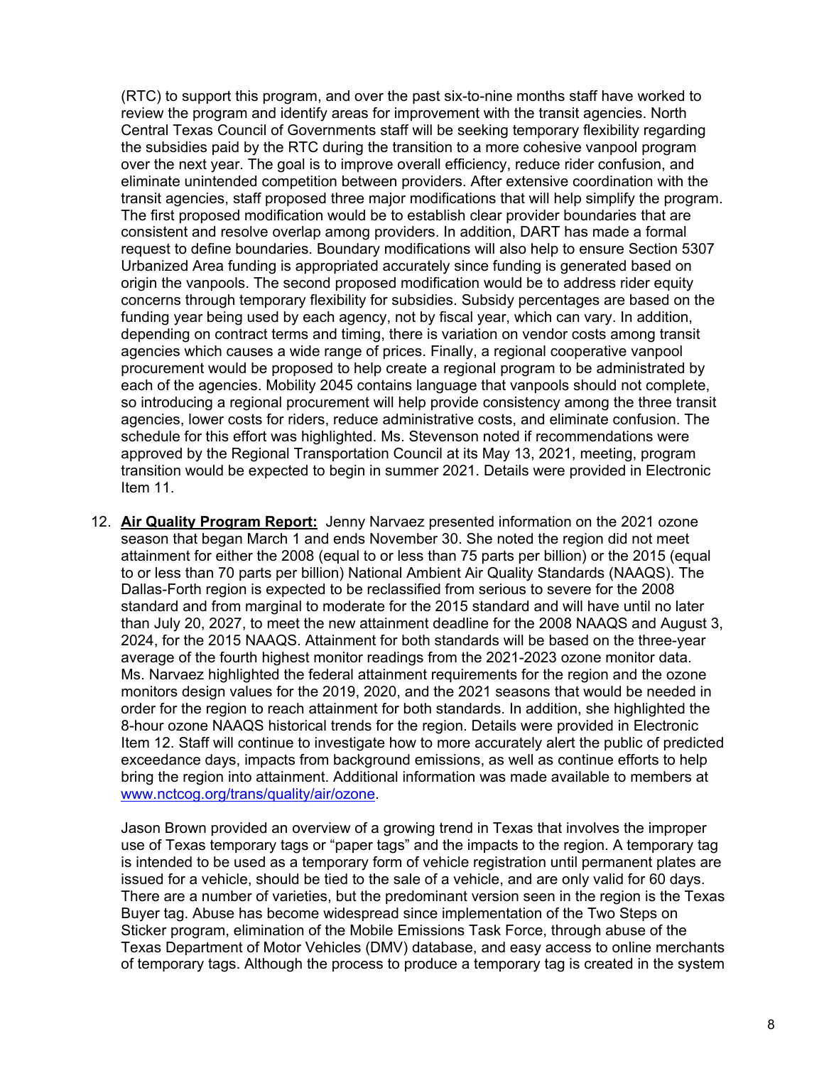(RTC) to support this program, and over the past six-to-nine months staff have worked to review the program and identify areas for improvement with the transit agencies. North Central Texas Council of Governments staff will be seeking temporary flexibility regarding the subsidies paid by the RTC during the transition to a more cohesive vanpool program over the next year. The goal is to improve overall efficiency, reduce rider confusion, and eliminate unintended competition between providers. After extensive coordination with the transit agencies, staff proposed three major modifications that will help simplify the program. The first proposed modification would be to establish clear provider boundaries that are consistent and resolve overlap among providers. In addition, DART has made a formal request to define boundaries. Boundary modifications will also help to ensure Section 5307 Urbanized Area funding is appropriated accurately since funding is generated based on origin the vanpools. The second proposed modification would be to address rider equity concerns through temporary flexibility for subsidies. Subsidy percentages are based on the funding year being used by each agency, not by fiscal year, which can vary. In addition, depending on contract terms and timing, there is variation on vendor costs among transit agencies which causes a wide range of prices. Finally, a regional cooperative vanpool procurement would be proposed to help create a regional program to be administrated by each of the agencies. Mobility 2045 contains language that vanpools should not complete, so introducing a regional procurement will help provide consistency among the three transit agencies, lower costs for riders, reduce administrative costs, and eliminate confusion. The schedule for this effort was highlighted. Ms. Stevenson noted if recommendations were approved by the Regional Transportation Council at its May 13, 2021, meeting, program transition would be expected to begin in summer 2021. Details were provided in Electronic Item 11.

12. **Air Quality Program Report:** Jenny Narvaez presented information on the 2021 ozone season that began March 1 and ends November 30. She noted the region did not meet attainment for either the 2008 (equal to or less than 75 parts per billion) or the 2015 (equal to or less than 70 parts per billion) National Ambient Air Quality Standards (NAAQS). The Dallas-Forth region is expected to be reclassified from serious to severe for the 2008 standard and from marginal to moderate for the 2015 standard and will have until no later than July 20, 2027, to meet the new attainment deadline for the 2008 NAAQS and August 3, 2024, for the 2015 NAAQS. Attainment for both standards will be based on the three-year average of the fourth highest monitor readings from the 2021-2023 ozone monitor data. Ms. Narvaez highlighted the federal attainment requirements for the region and the ozone monitors design values for the 2019, 2020, and the 2021 seasons that would be needed in order for the region to reach attainment for both standards. In addition, she highlighted the 8-hour ozone NAAQS historical trends for the region. Details were provided in Electronic Item 12. Staff will continue to investigate how to more accurately alert the public of predicted exceedance days, impacts from background emissions, as well as continue efforts to help bring the region into attainment. Additional information was made available to members at [www.nctcog.org/trans/quality/air/ozone](www.nctcog.org/trans/quality/air/ozone).

    Jason Brown provided an overview of a growing trend in Texas that involves the improper use of Texas temporary tags or "paper tags" and the impacts to the region. A temporary tag is intended to be used as a temporary form of vehicle registration until permanent plates are issued for a vehicle, should be tied to the sale of a vehicle, and are only valid for 60 days. There are a number of varieties, but the predominant version seen in the region is the Texas Buyer tag. Abuse has become widespread since implementation of the Two Steps on Sticker program, elimination of the Mobile Emissions Task Force, through abuse of the Texas Department of Motor Vehicles (DMV) database, and easy access to online merchants of temporary tags. Although the process to produce a temporary tag is created in the system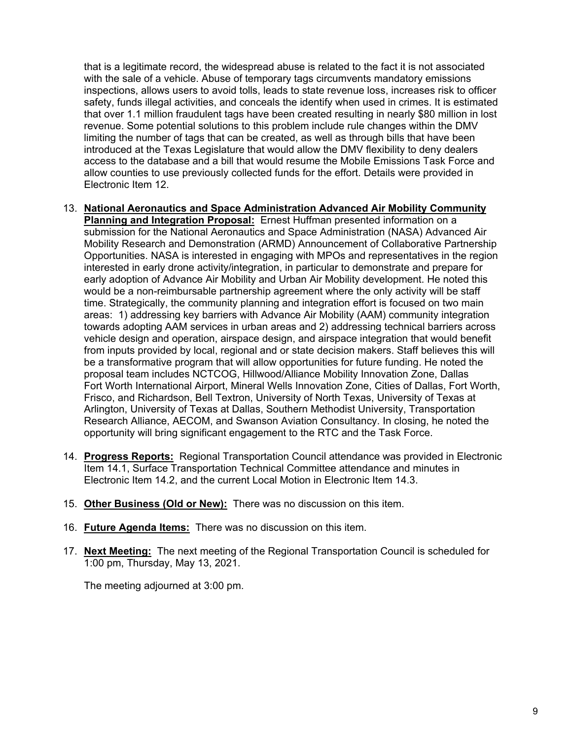that is a legitimate record, the widespread abuse is related to the fact it is not associated with the sale of a vehicle. Abuse of temporary tags circumvents mandatory emissions inspections, allows users to avoid tolls, leads to state revenue loss, increases risk to officer safety, funds illegal activities, and conceals the identify when used in crimes. It is estimated that over 1.1 million fraudulent tags have been created resulting in nearly $80 million in lost revenue. Some potential solutions to this problem include rule changes within the DMV limiting the number of tags that can be created, as well as through bills that have been introduced at the Texas Legislature that would allow the DMV flexibility to deny dealers access to the database and a bill that would resume the Mobile Emissions Task Force and allow counties to use previously collected funds for the effort. Details were provided in Electronic Item 12.

13. **National Aeronautics and Space Administration Advanced Air Mobility Community Planning and Integration Proposal:** Ernest Huffman presented information on a submission for the National Aeronautics and Space Administration (NASA) Advanced Air Mobility Research and Demonstration (ARMD) Announcement of Collaborative Partnership Opportunities. NASA is interested in engaging with MPOs and representatives in the region interested in early drone activity/integration, in particular to demonstrate and prepare for early adoption of Advance Air Mobility and Urban Air Mobility development. He noted this would be a non-reimbursable partnership agreement where the only activity will be staff time. Strategically, the community planning and integration effort is focused on two main areas: 1) addressing key barriers with Advance Air Mobility (AAM) community integration towards adopting AAM services in urban areas and 2) addressing technical barriers across vehicle design and operation, airspace design, and airspace integration that would benefit from inputs provided by local, regional and or state decision makers. Staff believes this will be a transformative program that will allow opportunities for future funding. He noted the proposal team includes NCTCOG, Hillwood/Alliance Mobility Innovation Zone, Dallas Fort Worth International Airport, Mineral Wells Innovation Zone, Cities of Dallas, Fort Worth, Frisco, and Richardson, Bell Textron, University of North Texas, University of Texas at Arlington, University of Texas at Dallas, Southern Methodist University, Transportation Research Alliance, AECOM, and Swanson Aviation Consultancy. In closing, he noted the opportunity will bring significant engagement to the RTC and the Task Force.

14. **Progress Reports:** Regional Transportation Council attendance was provided in Electronic Item 14.1, Surface Transportation Technical Committee attendance and minutes in Electronic Item 14.2, and the current Local Motion in Electronic Item 14.3.

15. **Other Business (Old or New):** There was no discussion on this item.

16. **Future Agenda Items:** There was no discussion on this item.

17. **Next Meeting:** The next meeting of the Regional Transportation Council is scheduled for 1:00 pm, Thursday, May 13, 2021.

    The meeting adjourned at 3:00 pm.